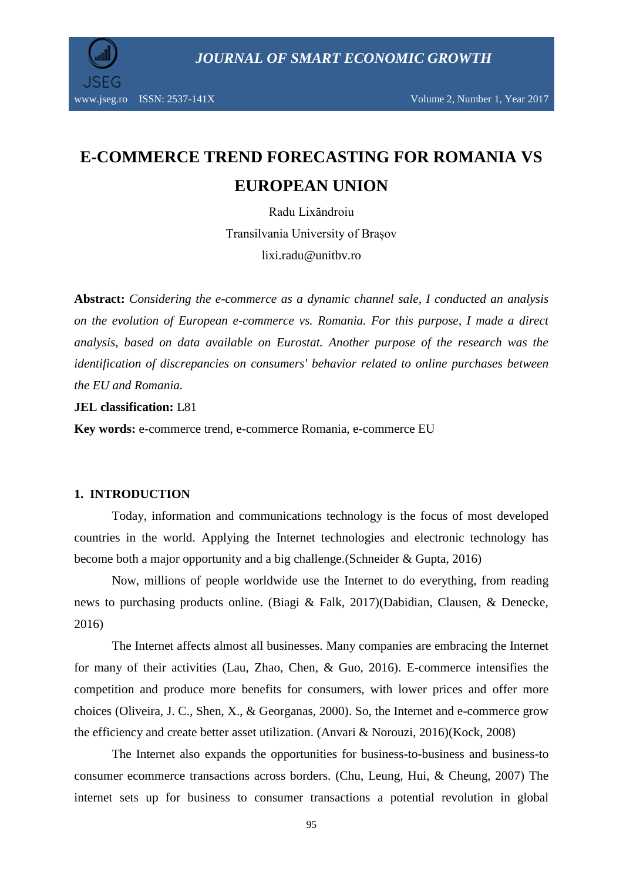# E-COMMERCE TREND FORECASTING FOR ROMANIA VS EUROPEAN UNION

Radu Lixăndroiu

Transilvania University of Brașov

lixi.radu@unitbv.ro

**Abstract:** *Considering the e-commerce as a dynamic channel sale, I conducted an analysis on the evolution of European e-commerce vs. Romania. For this purpose, I made a direct analysis, based on data available on Eurostat. Another purpose of the research was the identification of discrepancies on consumers' behavior related to online purchases between the EU and Romania.*

**JEL classification:** L81

**Key words:** e-commerce trend, e-commerce Romania, e-commerce EU

## 1. INTRODUCTION

Today, information and communications technology is the focus of most developed countries in the world. Applying the Internet technologies and electronic technology has become both a major opportunity and a big challenge.(Schneider & Gupta, 2016)

Now, millions of people worldwide use the Internet to do everything, from reading news to purchasing products online. (Biagi & Falk, 2017)(Dabidian, Clausen, & Denecke, 2016)

The Internet affects almost all businesses. Many companies are embracing the Internet for many of their activities (Lau, Zhao, Chen, & Guo, 2016). E-commerce intensifies the competition and produce more benefits for consumers, with lower prices and offer more choices (Oliveira, J. C., Shen, X., & Georganas, 2000). So, the Internet and e-commerce grow the efficiency and create better asset utilization. (Anvari & Norouzi, 2016)(Kock, 2008)

The Internet also expands the opportunities for business-to-business and business-to consumer ecommerce transactions across borders. (Chu, Leung, Hui, & Cheung, 2007) The internet sets up for business to consumer transactions a potential revolution in global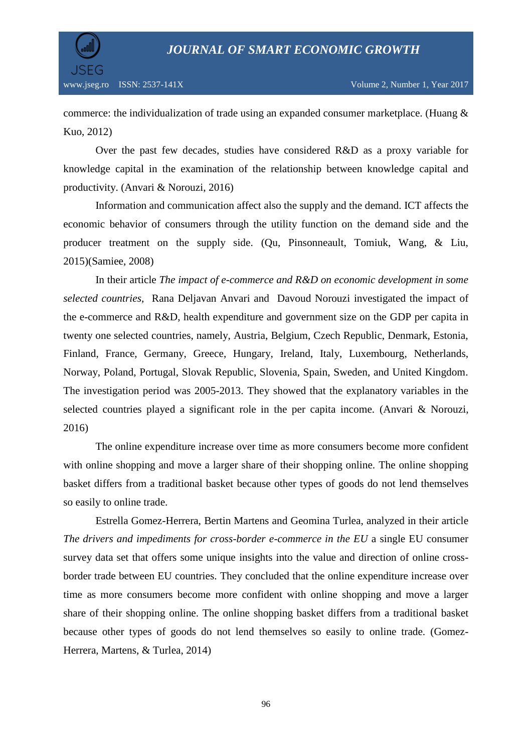commerce: the individualization of trade using an expanded consumer marketplace. (Huang & Kuo, 2012)

Over the past few decades, studies have considered R&D as a proxy variable for knowledge capital in the examination of the relationship between knowledge capital and productivity. (Anvari & Norouzi, 2016)

Information and communication affect also the supply and the demand. ICT affects the economic behavior of consumers through the utility function on the demand side and the producer treatment on the supply side. (Qu, Pinsonneault, Tomiuk, Wang, & Liu, 2015)(Samiee, 2008)

In their article *The impact of e-commerce and R&D on economic development in some selected countries*, Rana Deljavan Anvari and Davoud Norouzi investigated the impact of the e-commerce and R&D, health expenditure and government size on the GDP per capita in twenty one selected countries, namely, Austria, Belgium, Czech Republic, Denmark, Estonia, Finland, France, Germany, Greece, Hungary, Ireland, Italy, Luxembourg, Netherlands, Norway, Poland, Portugal, Slovak Republic, Slovenia, Spain, Sweden, and United Kingdom. The investigation period was 2005-2013. They showed that the explanatory variables in the selected countries played a significant role in the per capita income. (Anvari & Norouzi, 2016)

The online expenditure increase over time as more consumers become more confident with online shopping and move a larger share of their shopping online. The online shopping basket differs from a traditional basket because other types of goods do not lend themselves so easily to online trade.

Estrella Gomez-Herrera, Bertin Martens and Geomina Turlea, analyzed in their article *The drivers and impediments for cross-border e-commerce in the EU* a single EU consumer survey data set that offers some unique insights into the value and direction of online cross-border trade between EU countries. They concluded that the online expenditure increase over time as more consumers become more confident with online shopping and move a larger share of their shopping online. The online shopping basket differs from a traditional basket because other types of goods do not lend themselves so easily to online trade. (Gomez-Herrera, Martens, & Turlea, 2014)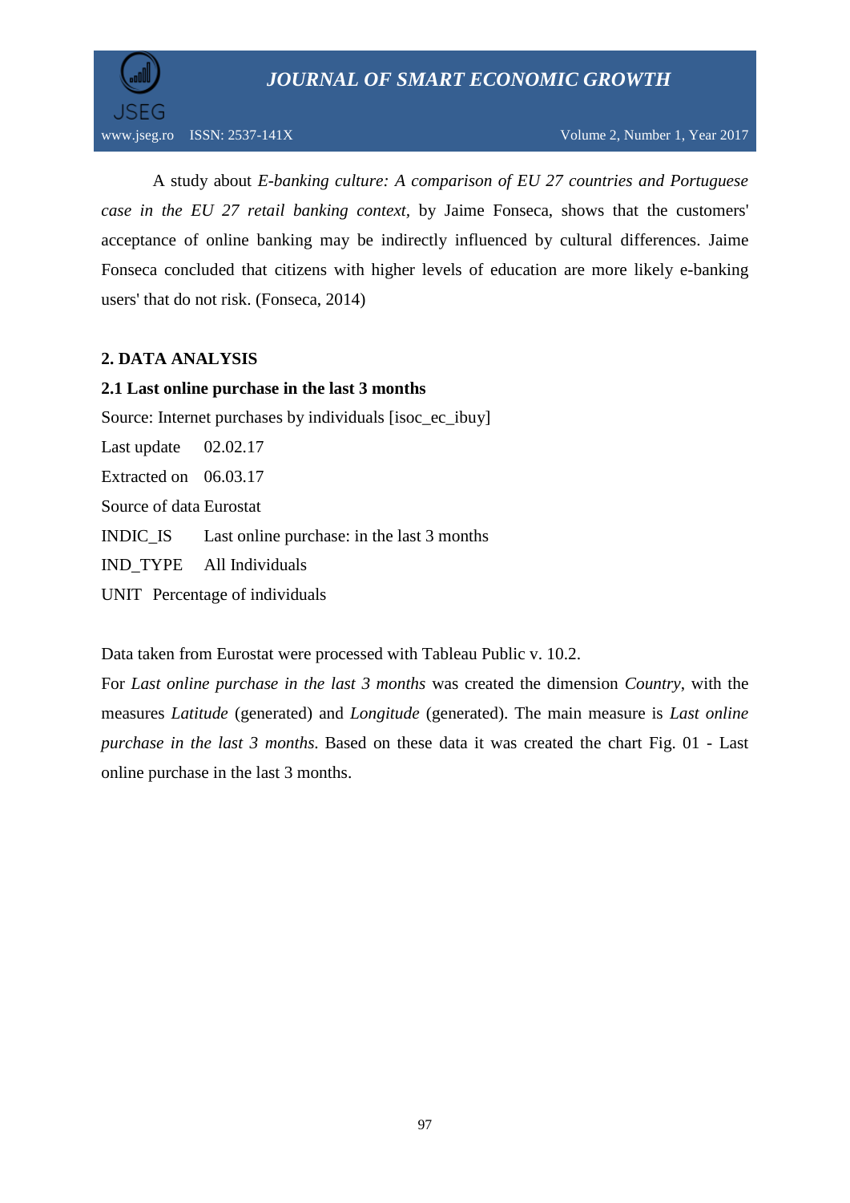A study about *E-banking culture: A comparison of EU 27 countries and Portuguese case in the EU 27 retail banking context*, by Jaime Fonseca, shows that the customers' acceptance of online banking may be indirectly influenced by cultural differences. Jaime Fonseca concluded that citizens with higher levels of education are more likely e-banking users' that do not risk. (Fonseca, 2014)

## 2. DATA ANALYSIS

### 2.1 Last online purchase in the last 3 months

Source: Internet purchases by individuals [isoc_ec_ibuy]

Last update 02.02.17

Extracted on 06.03.17

Source of data Eurostat

INDIC_IS Last online purchase: in the last 3 months

IND_TYPE All Individuals

UNIT Percentage of individuals

Data taken from Eurostat were processed with Tableau Public v. 10.2.

For *Last online purchase in the last 3 months* was created the dimension *Country*, with the measures *Latitude* (generated) and *Longitude* (generated). The main measure is *Last online purchase in the last 3 months*. Based on these data it was created the chart Fig. 01 - Last online purchase in the last 3 months.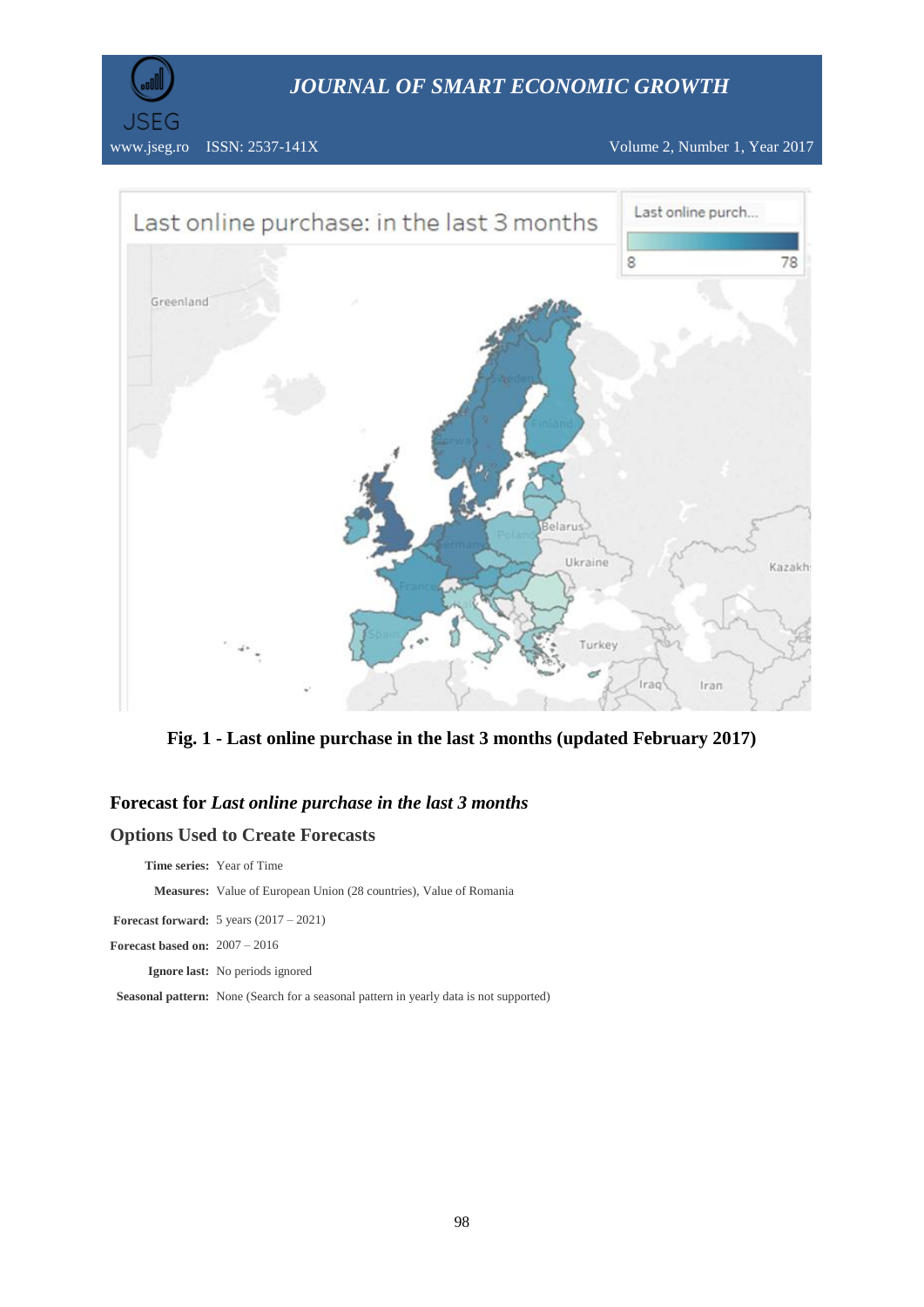Last online purchase: in the last 3 months

Last online purch...

8

78

Greenland

Sweden

Finland

Norway

Belarus

Poland

Germany

Ukraine

Kazakh

France

Spain

Turkey

Iraq

Iran

**Fig. 1 - Last online purchase in the last 3 months (updated February 2017)**

## Forecast for *Last online purchase in the last 3 months*

### Options Used to Create Forecasts

**Time series:** Year of Time

**Measures:** Value of European Union (28 countries), Value of Romania

**Forecast forward:** 5 years (2017 – 2021)

**Forecast based on:** 2007 – 2016

**Ignore last:** No periods ignored

**Seasonal pattern:** None (Search for a seasonal pattern in yearly data is not supported)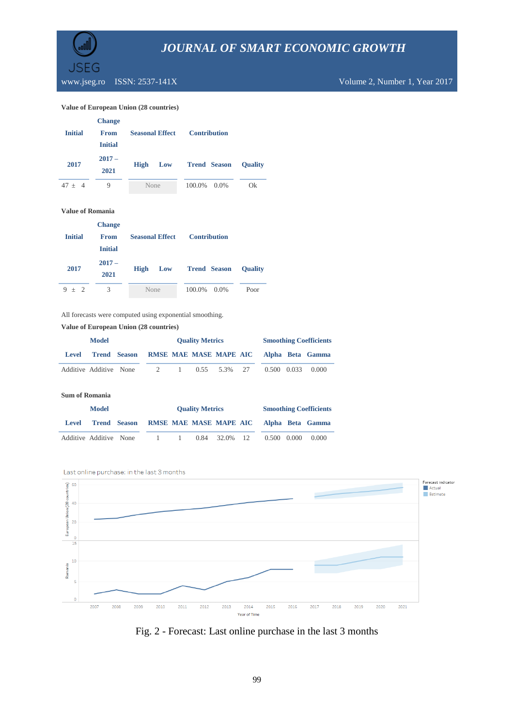**Value of European Union (28 countries)**

| Initial | Change From Initial | Seasonal Effect | | Contribution | | |
|---|---|---|---|---|---|---|
| 2017 | 2017 – 2021 | High | Low | Trend | Season | Quality |
| 47 ± 4 | 9 | None | | 100.0% | 0.0% | Ok |

**Value of Romania**

| Initial | Change From Initial | Seasonal Effect | | Contribution | | |
|---|---|---|---|---|---|---|
| 2017 | 2017 – 2021 | High | Low | Trend | Season | Quality |
| 9 ± 2 | 3 | None | | 100.0% | 0.0% | Poor |

All forecasts were computed using exponential smoothing.

**Value of European Union (28 countries)**

| Model | | | Quality Metrics | | | | | Smoothing Coefficients | | |
|---|---|---|---|---|---|---|---|---|---|---|
| Level | Trend | Season | RMSE | MAE | MASE | MAPE | AIC | Alpha | Beta | Gamma |
| Additive | Additive | None | 2 | 1 | 0.55 | 5.3% | 27 | 0.500 | 0.033 | 0.000 |

**Sum of Romania**

| Model | | | Quality Metrics | | | | | Smoothing Coefficients | | |
|---|---|---|---|---|---|---|---|---|---|---|
| Level | Trend | Season | RMSE | MAE | MASE | MAPE | AIC | Alpha | Beta | Gamma |
| Additive | Additive | None | 1 | 1 | 0.84 | 32.0% | 12 | 0.500 | 0.000 | 0.000 |

Last online purchase: in the last 3 months

European Union (28 countries)
60
40
20
0

Romania
15
10
5
0

2007 2008 2009 2010 2011 2012 2013 2014 2015 2016 2017 2018 2019 2020 2021

Year of Time

Forecast indicator
Actual
Estimate

Fig. 2 - Forecast: Last online purchase in the last 3 months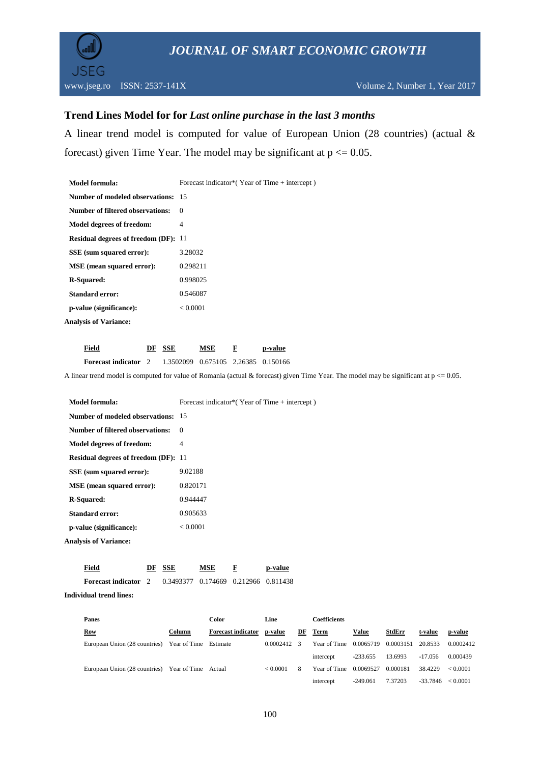## Trend Lines Model for for *Last online purchase in the last 3 months*

A linear trend model is computed for value of European Union (28 countries) (actual & forecast) given Time Year. The model may be significant at p <= 0.05.

| | |
|---|---|
| **Model formula:** | Forecast indicator*( Year of Time + intercept ) |
| **Number of modeled observations:** | 15 |
| **Number of filtered observations:** | 0 |
| **Model degrees of freedom:** | 4 |
| **Residual degrees of freedom (DF):** | 11 |
| **SSE (sum squared error):** | 3.28032 |
| **MSE (mean squared error):** | 0.298211 |
| **R-Squared:** | 0.998025 |
| **Standard error:** | 0.546087 |
| **p-value (significance):** | < 0.0001 |

**Analysis of Variance:**

| Field | DF | SSE | MSE | F | p-value |
|---|---|---|---|---|---|
| **Forecast indicator** | 2 | 1.3502099 | 0.675105 | 2.26385 | 0.150166 |

A linear trend model is computed for value of Romania (actual & forecast) given Time Year. The model may be significant at p <= 0.05.

| | |
|---|---|
| **Model formula:** | Forecast indicator*( Year of Time + intercept ) |
| **Number of modeled observations:** | 15 |
| **Number of filtered observations:** | 0 |
| **Model degrees of freedom:** | 4 |
| **Residual degrees of freedom (DF):** | 11 |
| **SSE (sum squared error):** | 9.02188 |
| **MSE (mean squared error):** | 0.820171 |
| **R-Squared:** | 0.944447 |
| **Standard error:** | 0.905633 |
| **p-value (significance):** | < 0.0001 |

**Analysis of Variance:**

| Field | DF | SSE | MSE | F | p-value |
|---|---|---|---|---|---|
| **Forecast indicator** | 2 | 0.3493377 | 0.174669 | 0.212966 | 0.811438 |

**Individual trend lines:**

| Panes | | Color | Line | | Coefficients | | | | |
|---|---|---|---|---|---|---|---|---|---|
| Row | Column | Forecast indicator | p-value | DF | Term | Value | StdErr | t-value | p-value |
| European Union (28 countries) | Year of Time | Estimate | 0.0002412 | 3 | Year of Time | 0.0065719 | 0.0003151 | 20.8533 | 0.0002412 |
| | | | | | intercept | -233.655 | 13.6993 | -17.056 | 0.000439 |
| European Union (28 countries) | Year of Time | Actual | < 0.0001 | 8 | Year of Time | 0.0069527 | 0.000181 | 38.4229 | < 0.0001 |
| | | | | | intercept | -249.061 | 7.37203 | -33.7846 | < 0.0001 |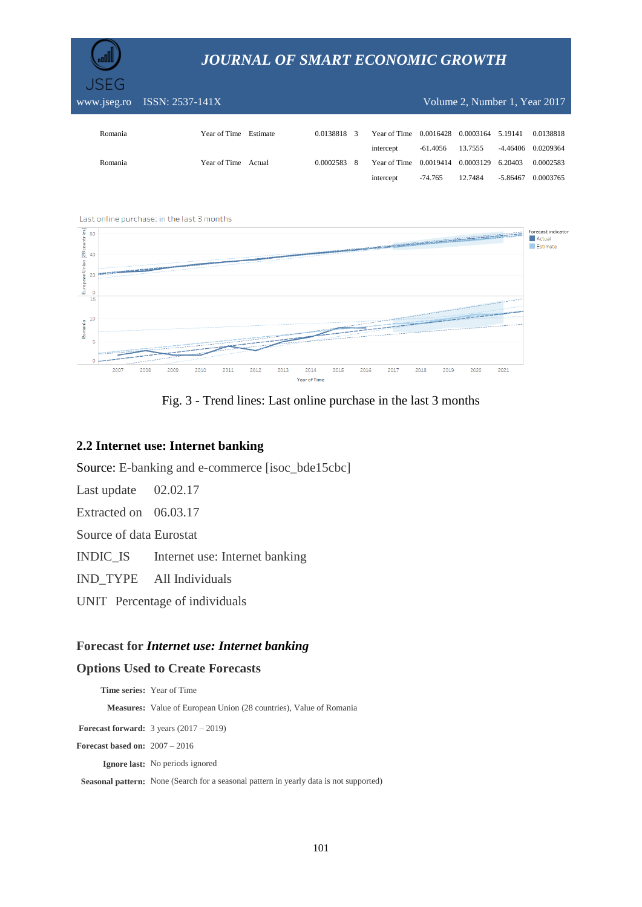| | | | | | | | | | |
|---|---|---|---|---|---|---|---|---|---|
| Romania | Year of Time | Estimate | 0.0138818 | 3 | Year of Time | 0.0016428 | 0.0003164 | 5.19141 | 0.0138818 |
| | | | | | intercept | -61.4056 | 13.7555 | -4.46406 | 0.0209364 |
| Romania | Year of Time | Actual | 0.0002583 | 8 | Year of Time | 0.0019414 | 0.0003129 | 6.20403 | 0.0002583 |
| | | | | | intercept | -74.765 | 12.7484 | -5.86467 | 0.0003765 |

Last online purchase: in the last 3 months

European Union (28 countries)

Romania

Forecast indicator
Actual
Estimate

Year of Time

Fig. 3 - Trend lines: Last online purchase in the last 3 months

## 2.2 Internet use: Internet banking

Source: E-banking and e-commerce [isoc_bde15cbc]

Last update 02.02.17

Extracted on 06.03.17

Source of data Eurostat

INDIC_IS Internet use: Internet banking

IND_TYPE All Individuals

UNIT Percentage of individuals

### Forecast for *Internet use: Internet banking*

### Options Used to Create Forecasts

**Time series:** Year of Time

**Measures:** Value of European Union (28 countries), Value of Romania

**Forecast forward:** 3 years (2017 – 2019)

**Forecast based on:** 2007 – 2016

**Ignore last:** No periods ignored

**Seasonal pattern:** None (Search for a seasonal pattern in yearly data is not supported)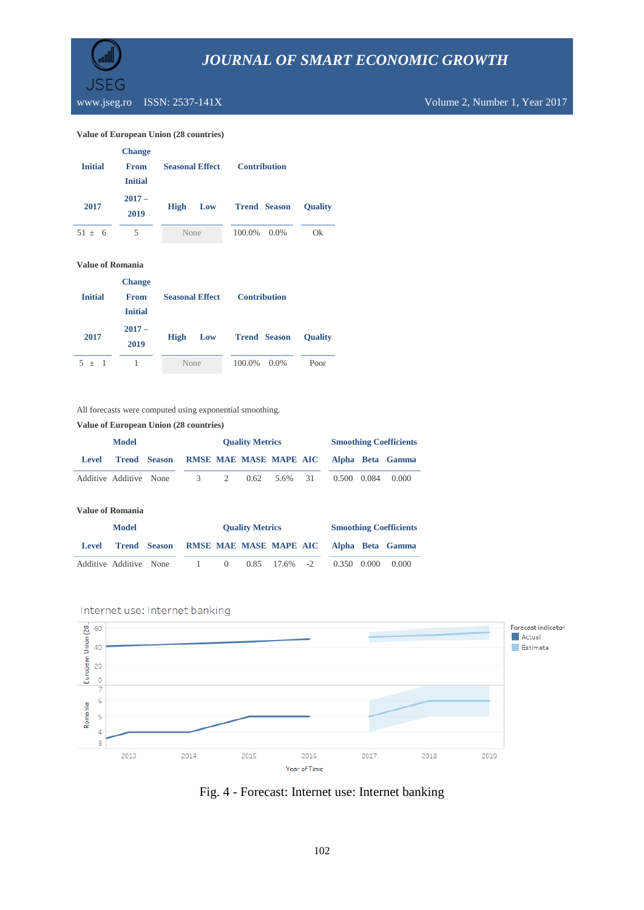**Value of European Union (28 countries)**

| Initial | Change From Initial | Seasonal Effect | | Contribution | | |
|---|---|---|---|---|---|---|
| 2017 | 2017 – 2019 | High | Low | Trend | Season | Quality |
| 51 ± 6 | 5 | None | | 100.0% | 0.0% | Ok |

**Value of Romania**

| Initial | Change From Initial | Seasonal Effect | | Contribution | | |
|---|---|---|---|---|---|---|
| 2017 | 2017 – 2019 | High | Low | Trend | Season | Quality |
| 5 ± 1 | 1 | None | | 100.0% | 0.0% | Poor |

All forecasts were computed using exponential smoothing.

**Value of European Union (28 countries)**

| Model | | | Quality Metrics | | | | | Smoothing Coefficients | | |
|---|---|---|---|---|---|---|---|---|---|---|
| Level | Trend | Season | RMSE | MAE | MASE | MAPE | AIC | Alpha | Beta | Gamma |
| Additive | Additive | None | 3 | 2 | 0.62 | 5.6% | 31 | 0.500 | 0.084 | 0.000 |

**Value of Romania**

| Model | | | Quality Metrics | | | | | Smoothing Coefficients | | |
|---|---|---|---|---|---|---|---|---|---|---|
| Level | Trend | Season | RMSE | MAE | MASE | MAPE | AIC | Alpha | Beta | Gamma |
| Additive | Additive | None | 1 | 0 | 0.85 | 17.6% | -2 | 0.350 | 0.000 | 0.000 |

Internet use: Internet banking

European Union (28...

60
40
20
0

Romania

7
6
5
4
3

2013 2014 2015 2016 2017 2018 2019

Year of Time

Forecast indicator
Actual
Estimate

Fig. 4 - Forecast: Internet use: Internet banking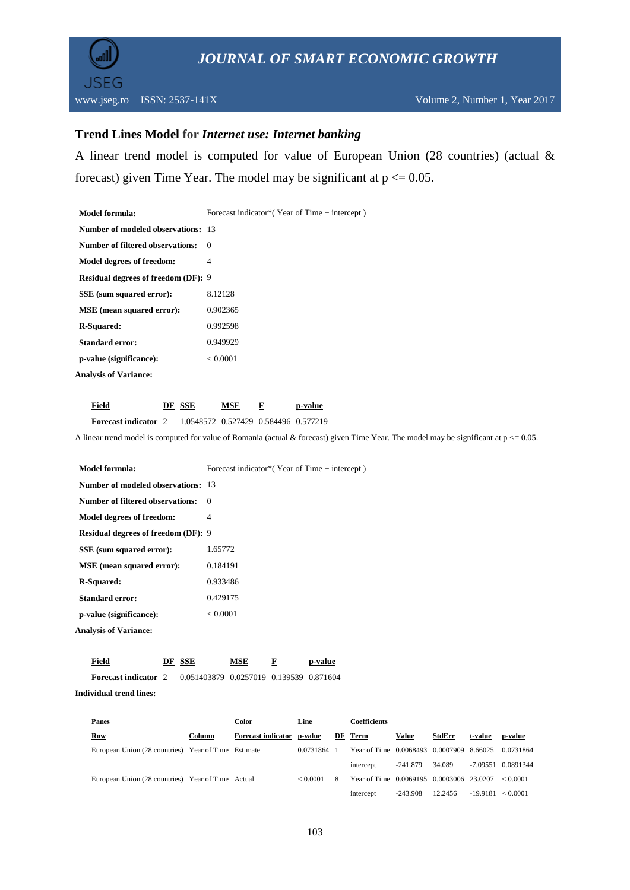## Trend Lines Model for *Internet use: Internet banking*

A linear trend model is computed for value of European Union (28 countries) (actual & forecast) given Time Year. The model may be significant at p <= 0.05.

| | |
|---|---|
| **Model formula:** | Forecast indicator*( Year of Time + intercept ) |
| **Number of modeled observations:** | 13 |
| **Number of filtered observations:** | 0 |
| **Model degrees of freedom:** | 4 |
| **Residual degrees of freedom (DF):** | 9 |
| **SSE (sum squared error):** | 8.12128 |
| **MSE (mean squared error):** | 0.902365 |
| **R-Squared:** | 0.992598 |
| **Standard error:** | 0.949929 |
| **p-value (significance):** | < 0.0001 |

**Analysis of Variance:**

| Field | DF | SSE | MSE | F | p-value |
|---|---|---|---|---|---|
| **Forecast indicator** | 2 | 1.0548572 | 0.527429 | 0.584496 | 0.577219 |

A linear trend model is computed for value of Romania (actual & forecast) given Time Year. The model may be significant at p <= 0.05.

| | |
|---|---|
| **Model formula:** | Forecast indicator*( Year of Time + intercept ) |
| **Number of modeled observations:** | 13 |
| **Number of filtered observations:** | 0 |
| **Model degrees of freedom:** | 4 |
| **Residual degrees of freedom (DF):** | 9 |
| **SSE (sum squared error):** | 1.65772 |
| **MSE (mean squared error):** | 0.184191 |
| **R-Squared:** | 0.933486 |
| **Standard error:** | 0.429175 |
| **p-value (significance):** | < 0.0001 |

**Analysis of Variance:**

| Field | DF | SSE | MSE | F | p-value |
|---|---|---|---|---|---|
| **Forecast indicator** | 2 | 0.051403879 | 0.0257019 | 0.139539 | 0.871604 |

**Individual trend lines:**

| Panes | | Color | Line | | Coefficients | | | | |
|---|---|---|---|---|---|---|---|---|---|
| **Row** | **Column** | **Forecast indicator** | **p-value** | **DF** | **Term** | **Value** | **StdErr** | **t-value** | **p-value** |
| European Union (28 countries) | Year of Time | Estimate | 0.0731864 | 1 | Year of Time | 0.0068493 | 0.0007909 | 8.66025 | 0.0731864 |
| | | | | | intercept | -241.879 | 34.089 | -7.09551 | 0.0891344 |
| European Union (28 countries) | Year of Time | Actual | < 0.0001 | 8 | Year of Time | 0.0069195 | 0.0003006 | 23.0207 | < 0.0001 |
| | | | | | intercept | -243.908 | 12.2456 | -19.9181 | < 0.0001 |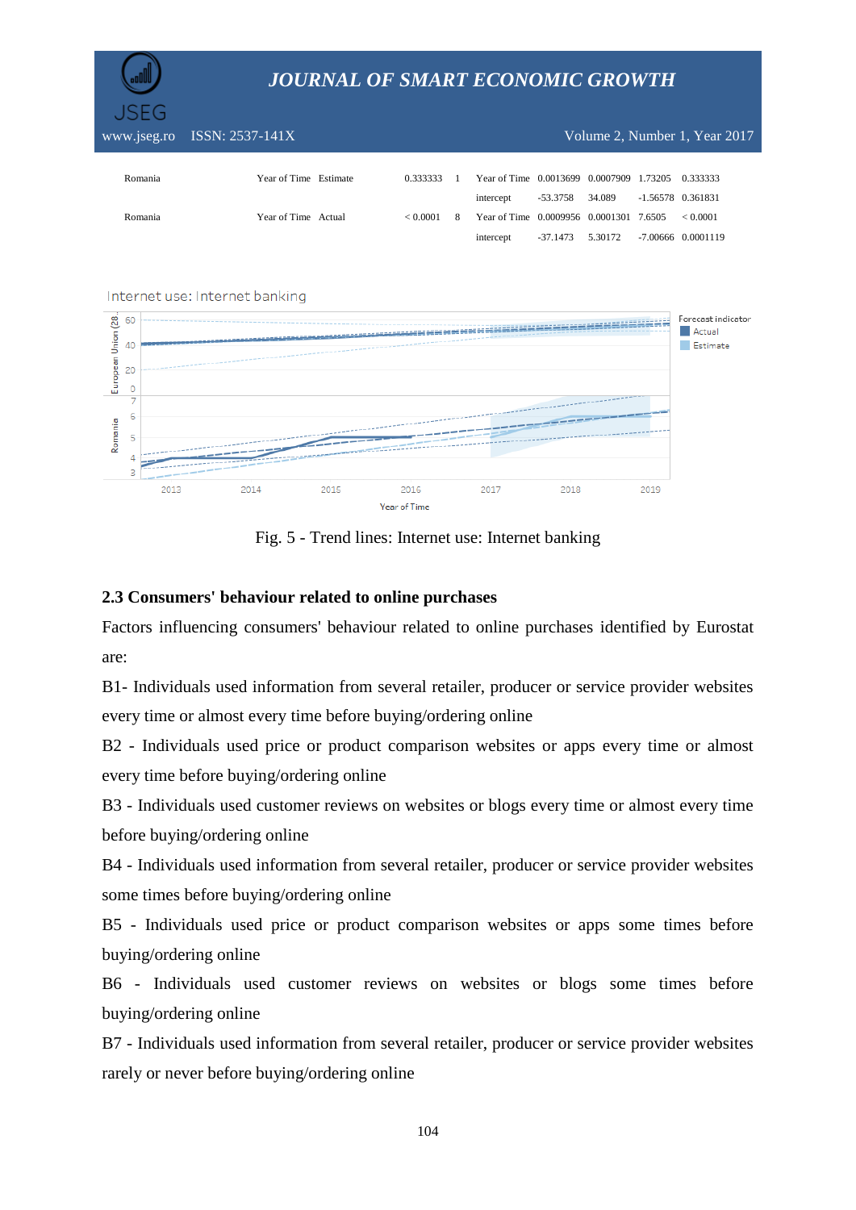| | | | | | | | | | |
|---|---|---|---|---|---|---|---|---|---|
| Romania | Year of Time | Estimate | 0.333333 | 1 | Year of Time | 0.0013699 | 0.0007909 | 1.73205 | 0.333333 |
| | | | | | intercept | -53.3758 | 34.089 | -1.56578 | 0.361831 |
| Romania | Year of Time | Actual | < 0.0001 | 8 | Year of Time | 0.0009956 | 0.0001301 | 7.6505 | < 0.0001 |
| | | | | | intercept | -37.1473 | 5.30172 | -7.00666 | 0.0001119 |

Internet use: Internet banking

European Union (28...

60
40
20
0

Romania

7
6
5
4
3

2013 2014 2015 2016 2017 2018 2019

Year of Time

Forecast indicator
Actual
Estimate

Fig. 5 - Trend lines: Internet use: Internet banking

### 2.3 Consumers' behaviour related to online purchases

Factors influencing consumers' behaviour related to online purchases identified by Eurostat are:

B1- Individuals used information from several retailer, producer or service provider websites every time or almost every time before buying/ordering online

B2 - Individuals used price or product comparison websites or apps every time or almost every time before buying/ordering online

B3 - Individuals used customer reviews on websites or blogs every time or almost every time before buying/ordering online

B4 - Individuals used information from several retailer, producer or service provider websites some times before buying/ordering online

B5 - Individuals used price or product comparison websites or apps some times before buying/ordering online

B6 - Individuals used customer reviews on websites or blogs some times before buying/ordering online

B7 - Individuals used information from several retailer, producer or service provider websites rarely or never before buying/ordering online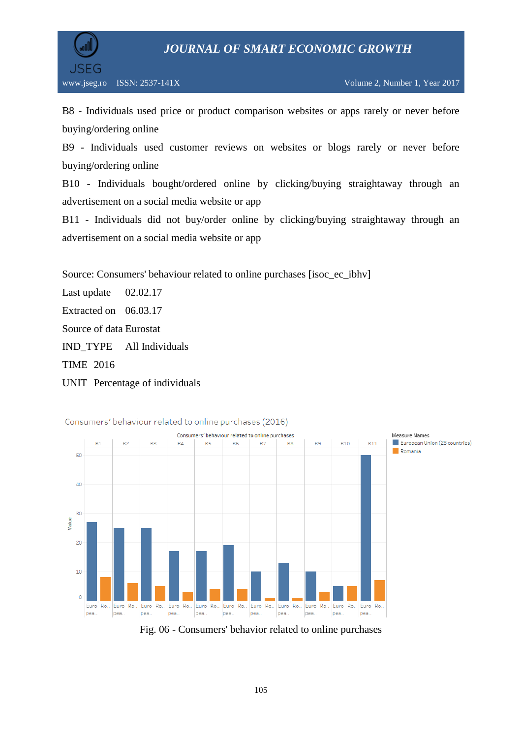B8 - Individuals used price or product comparison websites or apps rarely or never before buying/ordering online

B9 - Individuals used customer reviews on websites or blogs rarely or never before buying/ordering online

B10 - Individuals bought/ordered online by clicking/buying straightaway through an advertisement on a social media website or app

B11 - Individuals did not buy/order online by clicking/buying straightaway through an advertisement on a social media website or app

Source: Consumers' behaviour related to online purchases [isoc_ec_ibhv]

Last update 02.02.17

Extracted on 06.03.17

Source of data Eurostat

IND_TYPE All Individuals

TIME 2016

UNIT Percentage of individuals

Consumers' behaviour related to online purchases (2016)

Consumers' behaviour related to online purchases

B1 B2 B3 B4 B5 B6 B7 B8 B9 B10 B11

Value

0 10 20 30 40 50

Euro pea.. Ro..

Measure Names

European Union (28 countries)

Romania

Fig. 06 - Consumers' behavior related to online purchases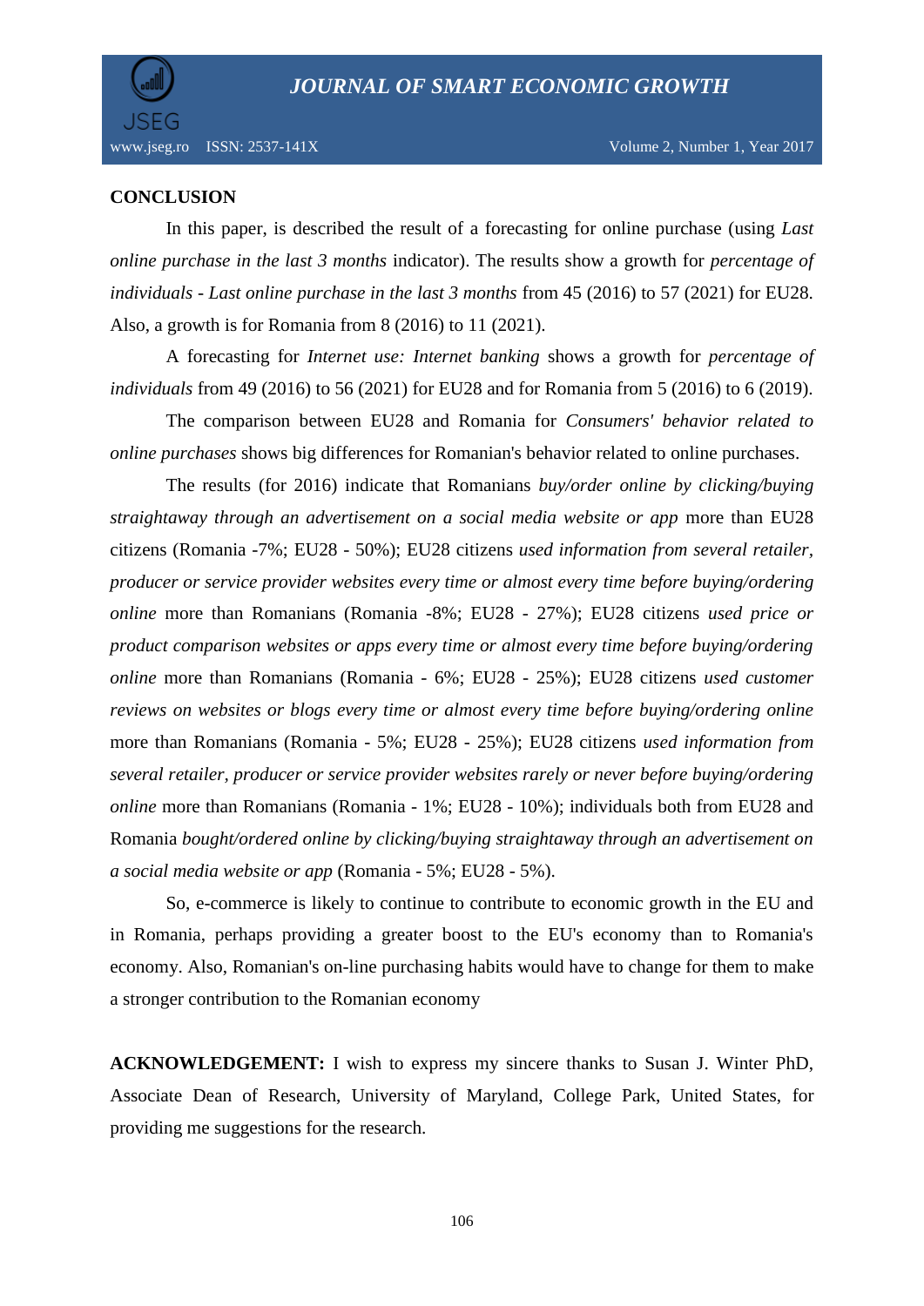## CONCLUSION

In this paper, is described the result of a forecasting for online purchase (using *Last online purchase in the last 3 months* indicator). The results show a growth for *percentage of individuals - Last online purchase in the last 3 months* from 45 (2016) to 57 (2021) for EU28. Also, a growth is for Romania from 8 (2016) to 11 (2021).

A forecasting for *Internet use: Internet banking* shows a growth for *percentage of individuals* from 49 (2016) to 56 (2021) for EU28 and for Romania from 5 (2016) to 6 (2019).

The comparison between EU28 and Romania for *Consumers' behavior related to online purchases* shows big differences for Romanian's behavior related to online purchases.

The results (for 2016) indicate that Romanians *buy/order online by clicking/buying straightaway through an advertisement on a social media website or app* more than EU28 citizens (Romania -7%; EU28 - 50%); EU28 citizens *used information from several retailer, producer or service provider websites every time or almost every time before buying/ordering online* more than Romanians (Romania -8%; EU28 - 27%); EU28 citizens *used price or product comparison websites or apps every time or almost every time before buying/ordering online* more than Romanians (Romania - 6%; EU28 - 25%); EU28 citizens *used customer reviews on websites or blogs every time or almost every time before buying/ordering online* more than Romanians (Romania - 5%; EU28 - 25%); EU28 citizens *used information from several retailer, producer or service provider websites rarely or never before buying/ordering online* more than Romanians (Romania - 1%; EU28 - 10%); individuals both from EU28 and Romania *bought/ordered online by clicking/buying straightaway through an advertisement on a social media website or app* (Romania - 5%; EU28 - 5%).

So, e-commerce is likely to continue to contribute to economic growth in the EU and in Romania, perhaps providing a greater boost to the EU's economy than to Romania's economy. Also, Romanian's on-line purchasing habits would have to change for them to make a stronger contribution to the Romanian economy

**ACKNOWLEDGEMENT:** I wish to express my sincere thanks to Susan J. Winter PhD, Associate Dean of Research, University of Maryland, College Park, United States, for providing me suggestions for the research.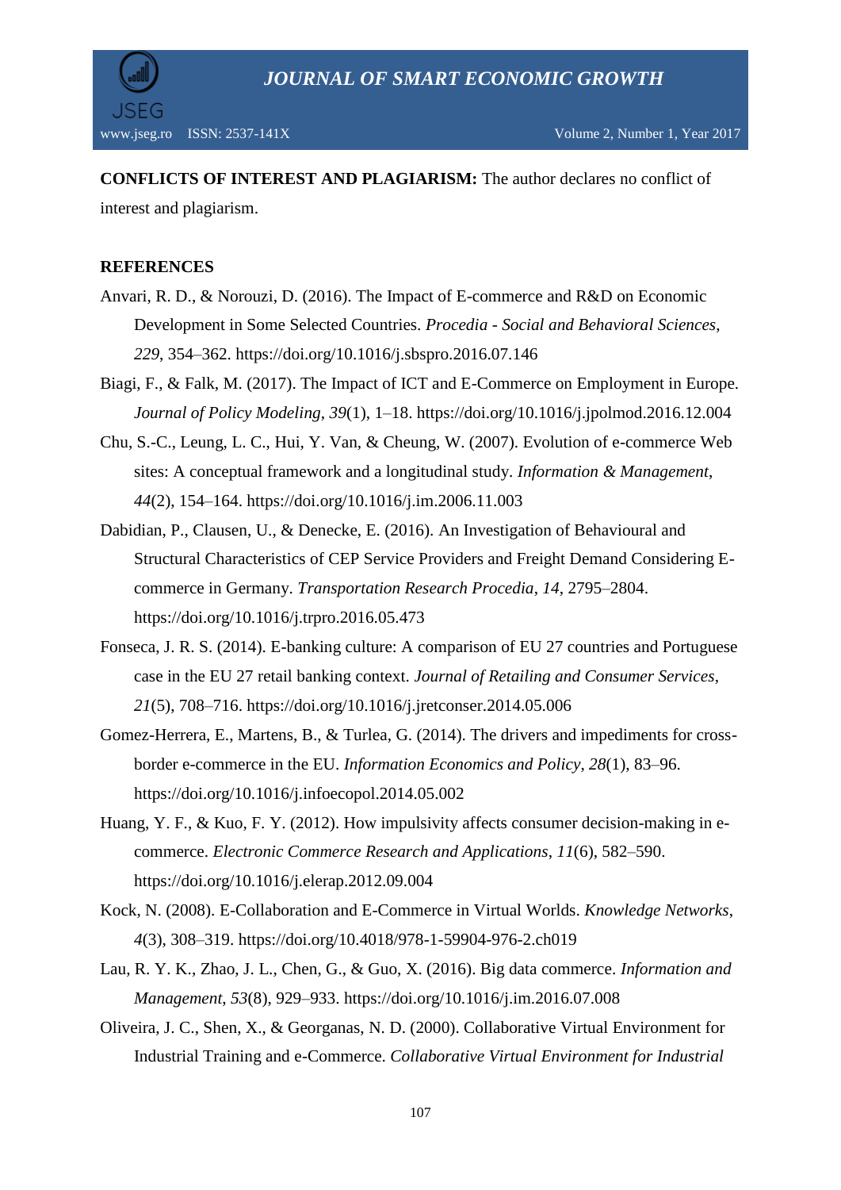**CONFLICTS OF INTEREST AND PLAGIARISM:** The author declares no conflict of interest and plagiarism.

**REFERENCES**

Anvari, R. D., & Norouzi, D. (2016). The Impact of E-commerce and R&D on Economic Development in Some Selected Countries. *Procedia - Social and Behavioral Sciences*, *229*, 354–362. https://doi.org/10.1016/j.sbspro.2016.07.146

Biagi, F., & Falk, M. (2017). The Impact of ICT and E-Commerce on Employment in Europe. *Journal of Policy Modeling*, *39*(1), 1–18. https://doi.org/10.1016/j.jpolmod.2016.12.004

Chu, S.-C., Leung, L. C., Hui, Y. Van, & Cheung, W. (2007). Evolution of e-commerce Web sites: A conceptual framework and a longitudinal study. *Information & Management*, *44*(2), 154–164. https://doi.org/10.1016/j.im.2006.11.003

Dabidian, P., Clausen, U., & Denecke, E. (2016). An Investigation of Behavioural and Structural Characteristics of CEP Service Providers and Freight Demand Considering E-commerce in Germany. *Transportation Research Procedia*, *14*, 2795–2804. https://doi.org/10.1016/j.trpro.2016.05.473

Fonseca, J. R. S. (2014). E-banking culture: A comparison of EU 27 countries and Portuguese case in the EU 27 retail banking context. *Journal of Retailing and Consumer Services*, *21*(5), 708–716. https://doi.org/10.1016/j.jretconser.2014.05.006

Gomez-Herrera, E., Martens, B., & Turlea, G. (2014). The drivers and impediments for cross-border e-commerce in the EU. *Information Economics and Policy*, *28*(1), 83–96. https://doi.org/10.1016/j.infoecopol.2014.05.002

Huang, Y. F., & Kuo, F. Y. (2012). How impulsivity affects consumer decision-making in e-commerce. *Electronic Commerce Research and Applications*, *11*(6), 582–590. https://doi.org/10.1016/j.elerap.2012.09.004

Kock, N. (2008). E-Collaboration and E-Commerce in Virtual Worlds. *Knowledge Networks*, *4*(3), 308–319. https://doi.org/10.4018/978-1-59904-976-2.ch019

Lau, R. Y. K., Zhao, J. L., Chen, G., & Guo, X. (2016). Big data commerce. *Information and Management*, *53*(8), 929–933. https://doi.org/10.1016/j.im.2016.07.008

Oliveira, J. C., Shen, X., & Georganas, N. D. (2000). Collaborative Virtual Environment for Industrial Training and e-Commerce. *Collaborative Virtual Environment for Industrial*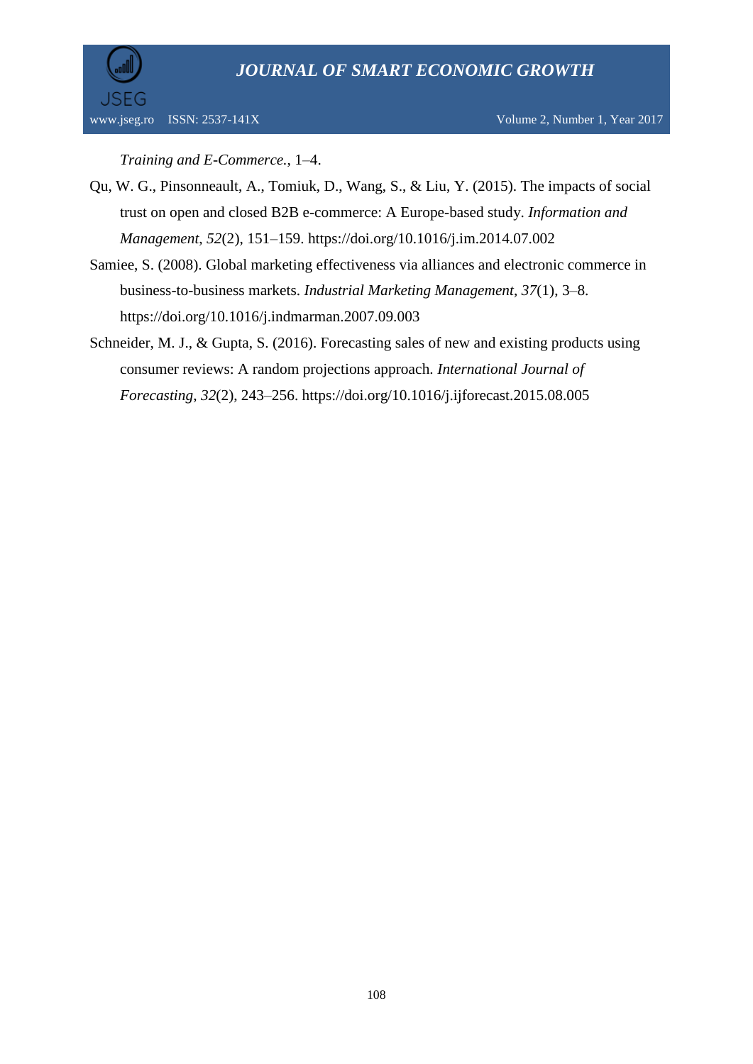*Training and E-Commerce.*, 1–4.

Qu, W. G., Pinsonneault, A., Tomiuk, D., Wang, S., & Liu, Y. (2015). The impacts of social trust on open and closed B2B e-commerce: A Europe-based study. *Information and Management*, *52*(2), 151–159. https://doi.org/10.1016/j.im.2014.07.002

Samiee, S. (2008). Global marketing effectiveness via alliances and electronic commerce in business-to-business markets. *Industrial Marketing Management*, *37*(1), 3–8. https://doi.org/10.1016/j.indmarman.2007.09.003

Schneider, M. J., & Gupta, S. (2016). Forecasting sales of new and existing products using consumer reviews: A random projections approach. *International Journal of Forecasting*, *32*(2), 243–256. https://doi.org/10.1016/j.ijforecast.2015.08.005